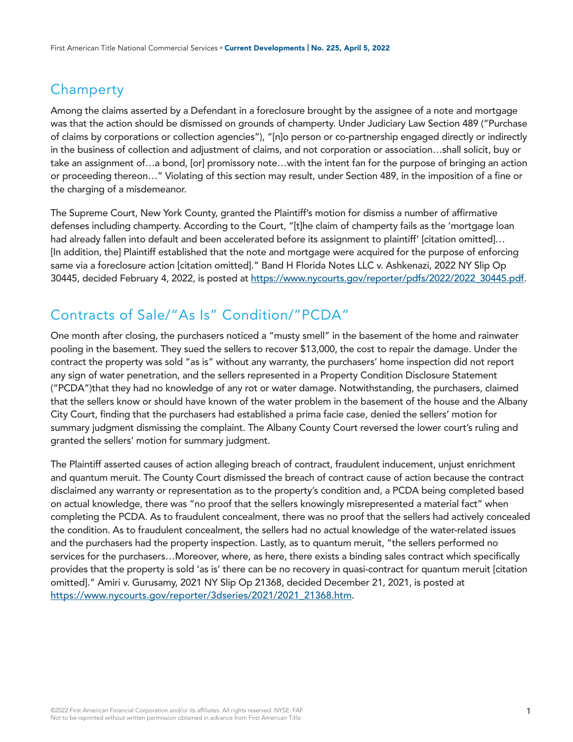## Champerty

Among the claims asserted by a Defendant in a foreclosure brought by the assignee of a note and mortgage was that the action should be dismissed on grounds of champerty. Under Judiciary Law Section 489 ("Purchase of claims by corporations or collection agencies"), "[n]o person or co-partnership engaged directly or indirectly in the business of collection and adjustment of claims, and not corporation or association…shall solicit, buy or take an assignment of…a bond, [or] promissory note…with the intent fan for the purpose of bringing an action or proceeding thereon…" Violating of this section may result, under Section 489, in the imposition of a fine or the charging of a misdemeanor.

The Supreme Court, New York County, granted the Plaintiff's motion for dismiss a number of affirmative defenses including champerty. According to the Court, "[t]he claim of champerty fails as the 'mortgage loan had already fallen into default and been accelerated before its assignment to plaintiff' [citation omitted]… [In addition, the] Plaintiff established that the note and mortgage were acquired for the purpose of enforcing same via a foreclosure action [citation omitted]." Band H Florida Notes LLC v. Ashkenazi, 2022 NY Slip Op 30445, decided February 4, 2022, is posted at https://www.nycourts.gov/reporter/pdfs/2022/2022_30445.pdf.

## Contracts of Sale/"As Is" Condition/"PCDA"

One month after closing, the purchasers noticed a "musty smell" in the basement of the home and rainwater pooling in the basement. They sued the sellers to recover $13,000, the cost to repair the damage. Under the contract the property was sold "as is" without any warranty, the purchasers' home inspection did not report any sign of water penetration, and the sellers represented in a Property Condition Disclosure Statement ("PCDA")that they had no knowledge of any rot or water damage. Notwithstanding, the purchasers, claimed that the sellers know or should have known of the water problem in the basement of the house and the Albany City Court, finding that the purchasers had established a prima facie case, denied the sellers' motion for summary judgment dismissing the complaint. The Albany County Court reversed the lower court's ruling and granted the sellers' motion for summary judgment.

The Plaintiff asserted causes of action alleging breach of contract, fraudulent inducement, unjust enrichment and quantum meruit. The County Court dismissed the breach of contract cause of action because the contract disclaimed any warranty or representation as to the property's condition and, a PCDA being completed based on actual knowledge, there was "no proof that the sellers knowingly misrepresented a material fact" when completing the PCDA. As to fraudulent concealment, there was no proof that the sellers had actively concealed the condition. As to fraudulent concealment, the sellers had no actual knowledge of the water-related issues and the purchasers had the property inspection. Lastly, as to quantum meruit, "the sellers performed no services for the purchasers…Moreover, where, as here, there exists a binding sales contract which specifically provides that the property is sold 'as is' there can be no recovery in quasi-contract for quantum meruit [citation omitted]." Amiri v. Gurusamy, 2021 NY Slip Op 21368, decided December 21, 2021, is posted at https://www.nycourts.gov/reporter/3dseries/2021/2021_21368.htm.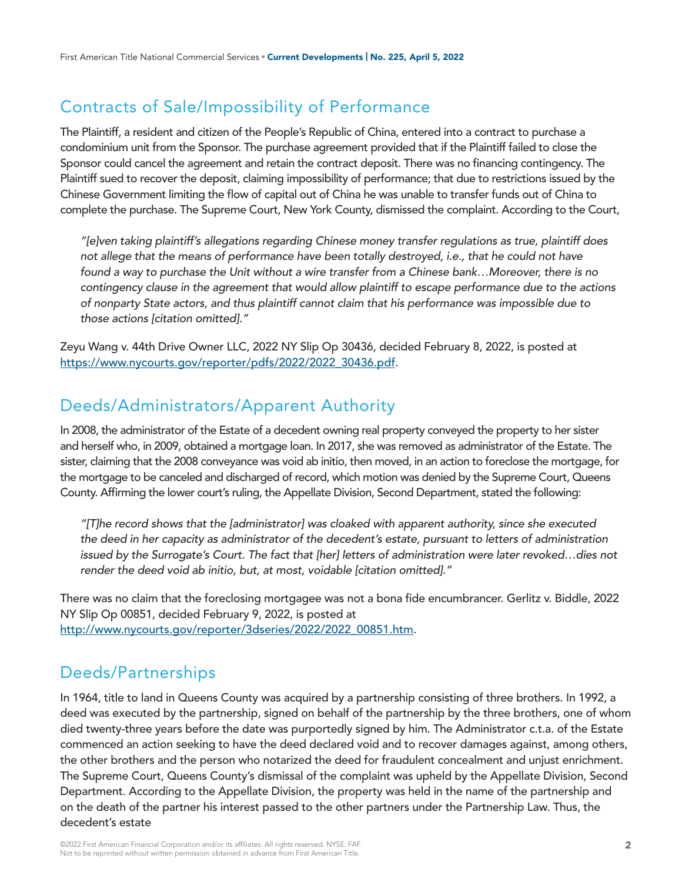## Contracts of Sale/Impossibility of Performance

The Plaintiff, a resident and citizen of the People's Republic of China, entered into a contract to purchase a condominium unit from the Sponsor. The purchase agreement provided that if the Plaintiff failed to close the Sponsor could cancel the agreement and retain the contract deposit. There was no financing contingency. The Plaintiff sued to recover the deposit, claiming impossibility of performance; that due to restrictions issued by the Chinese Government limiting the flow of capital out of China he was unable to transfer funds out of China to complete the purchase. The Supreme Court, New York County, dismissed the complaint. According to the Court,

> *"[e]ven taking plaintiff's allegations regarding Chinese money transfer regulations as true, plaintiff does not allege that the means of performance have been totally destroyed, i.e., that he could not have found a way to purchase the Unit without a wire transfer from a Chinese bank…Moreover, there is no contingency clause in the agreement that would allow plaintiff to escape performance due to the actions of nonparty State actors, and thus plaintiff cannot claim that his performance was impossible due to those actions [citation omitted]."*

Zeyu Wang v. 44th Drive Owner LLC, 2022 NY Slip Op 30436, decided February 8, 2022, is posted at https://www.nycourts.gov/reporter/pdfs/2022/2022_30436.pdf.

## Deeds/Administrators/Apparent Authority

In 2008, the administrator of the Estate of a decedent owning real property conveyed the property to her sister and herself who, in 2009, obtained a mortgage loan. In 2017, she was removed as administrator of the Estate. The sister, claiming that the 2008 conveyance was void ab initio, then moved, in an action to foreclose the mortgage, for the mortgage to be canceled and discharged of record, which motion was denied by the Supreme Court, Queens County. Affirming the lower court's ruling, the Appellate Division, Second Department, stated the following:

> *"[T]he record shows that the [administrator] was cloaked with apparent authority, since she executed the deed in her capacity as administrator of the decedent's estate, pursuant to letters of administration issued by the Surrogate's Court. The fact that [her] letters of administration were later revoked…dies not render the deed void ab initio, but, at most, voidable [citation omitted]."*

There was no claim that the foreclosing mortgagee was not a bona fide encumbrancer. Gerlitz v. Biddle, 2022 NY Slip Op 00851, decided February 9, 2022, is posted at http://www.nycourts.gov/reporter/3dseries/2022/2022_00851.htm.

## Deeds/Partnerships

In 1964, title to land in Queens County was acquired by a partnership consisting of three brothers. In 1992, a deed was executed by the partnership, signed on behalf of the partnership by the three brothers, one of whom died twenty-three years before the date was purportedly signed by him. The Administrator c.t.a. of the Estate commenced an action seeking to have the deed declared void and to recover damages against, among others, the other brothers and the person who notarized the deed for fraudulent concealment and unjust enrichment. The Supreme Court, Queens County's dismissal of the complaint was upheld by the Appellate Division, Second Department. According to the Appellate Division, the property was held in the name of the partnership and on the death of the partner his interest passed to the other partners under the Partnership Law. Thus, the decedent's estate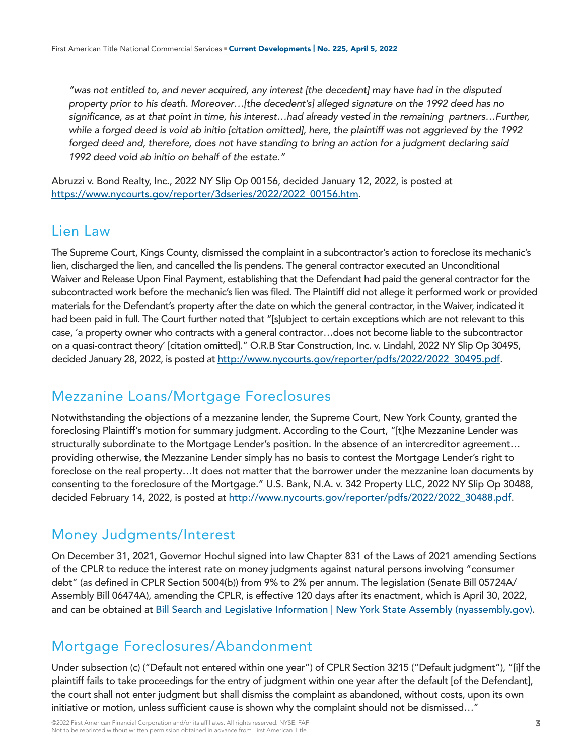*"was not entitled to, and never acquired, any interest [the decedent] may have had in the disputed property prior to his death. Moreover…[the decedent's] alleged signature on the 1992 deed has no significance, as at that point in time, his interest…had already vested in the remaining partners…Further, while a forged deed is void ab initio [citation omitted], here, the plaintiff was not aggrieved by the 1992 forged deed and, therefore, does not have standing to bring an action for a judgment declaring said 1992 deed void ab initio on behalf of the estate."*

Abruzzi v. Bond Realty, Inc., 2022 NY Slip Op 00156, decided January 12, 2022, is posted at https://www.nycourts.gov/reporter/3dseries/2022/2022_00156.htm.

## Lien Law

The Supreme Court, Kings County, dismissed the complaint in a subcontractor's action to foreclose its mechanic's lien, discharged the lien, and cancelled the lis pendens. The general contractor executed an Unconditional Waiver and Release Upon Final Payment, establishing that the Defendant had paid the general contractor for the subcontracted work before the mechanic's lien was filed. The Plaintiff did not allege it performed work or provided materials for the Defendant's property after the date on which the general contractor, in the Waiver, indicated it had been paid in full. The Court further noted that "[s]ubject to certain exceptions which are not relevant to this case, 'a property owner who contracts with a general contractor…does not become liable to the subcontractor on a quasi-contract theory' [citation omitted]." O.R.B Star Construction, Inc. v. Lindahl, 2022 NY Slip Op 30495, decided January 28, 2022, is posted at http://www.nycourts.gov/reporter/pdfs/2022/2022_30495.pdf.

## Mezzanine Loans/Mortgage Foreclosures

Notwithstanding the objections of a mezzanine lender, the Supreme Court, New York County, granted the foreclosing Plaintiff's motion for summary judgment. According to the Court, "[t]he Mezzanine Lender was structurally subordinate to the Mortgage Lender's position. In the absence of an intercreditor agreement… providing otherwise, the Mezzanine Lender simply has no basis to contest the Mortgage Lender's right to foreclose on the real property…It does not matter that the borrower under the mezzanine loan documents by consenting to the foreclosure of the Mortgage." U.S. Bank, N.A. v. 342 Property LLC, 2022 NY Slip Op 30488, decided February 14, 2022, is posted at http://www.nycourts.gov/reporter/pdfs/2022/2022_30488.pdf.

## Money Judgments/Interest

On December 31, 2021, Governor Hochul signed into law Chapter 831 of the Laws of 2021 amending Sections of the CPLR to reduce the interest rate on money judgments against natural persons involving "consumer debt" (as defined in CPLR Section 5004(b)) from 9% to 2% per annum. The legislation (Senate Bill 05724A/ Assembly Bill 06474A), amending the CPLR, is effective 120 days after its enactment, which is April 30, 2022, and can be obtained at Bill Search and Legislative Information | New York State Assembly (nyassembly.gov).

## Mortgage Foreclosures/Abandonment

Under subsection (c) ("Default not entered within one year") of CPLR Section 3215 ("Default judgment"), "[i]f the plaintiff fails to take proceedings for the entry of judgment within one year after the default [of the Defendant], the court shall not enter judgment but shall dismiss the complaint as abandoned, without costs, upon its own initiative or motion, unless sufficient cause is shown why the complaint should not be dismissed…"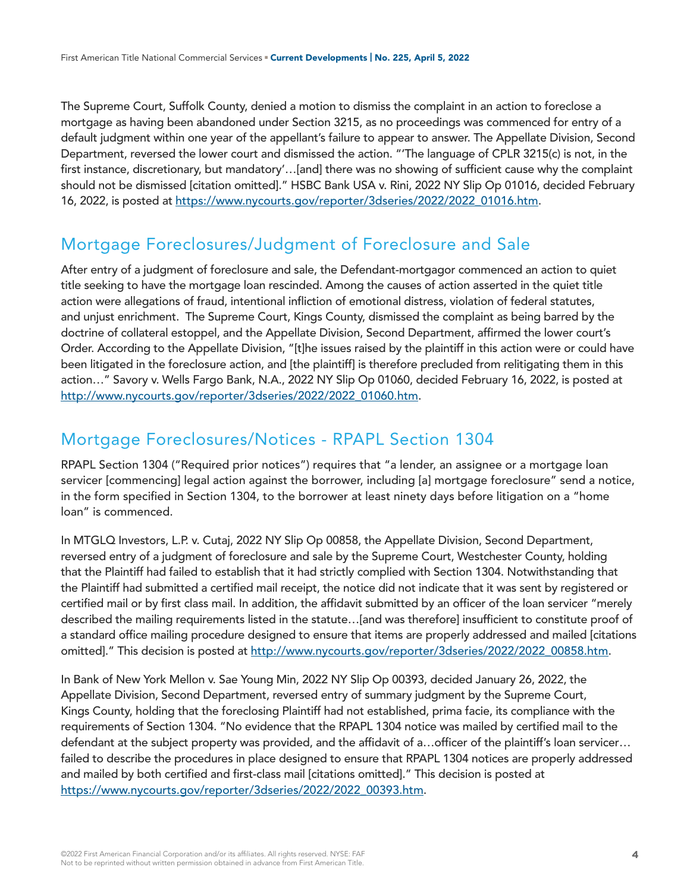The Supreme Court, Suffolk County, denied a motion to dismiss the complaint in an action to foreclose a mortgage as having been abandoned under Section 3215, as no proceedings was commenced for entry of a default judgment within one year of the appellant's failure to appear to answer. The Appellate Division, Second Department, reversed the lower court and dismissed the action. "'The language of CPLR 3215(c) is not, in the first instance, discretionary, but mandatory'…[and] there was no showing of sufficient cause why the complaint should not be dismissed [citation omitted]." HSBC Bank USA v. Rini, 2022 NY Slip Op 01016, decided February 16, 2022, is posted at https://www.nycourts.gov/reporter/3dseries/2022/2022_01016.htm.

## Mortgage Foreclosures/Judgment of Foreclosure and Sale

After entry of a judgment of foreclosure and sale, the Defendant-mortgagor commenced an action to quiet title seeking to have the mortgage loan rescinded. Among the causes of action asserted in the quiet title action were allegations of fraud, intentional infliction of emotional distress, violation of federal statutes, and unjust enrichment. The Supreme Court, Kings County, dismissed the complaint as being barred by the doctrine of collateral estoppel, and the Appellate Division, Second Department, affirmed the lower court's Order. According to the Appellate Division, "[t]he issues raised by the plaintiff in this action were or could have been litigated in the foreclosure action, and [the plaintiff] is therefore precluded from relitigating them in this action…" Savory v. Wells Fargo Bank, N.A., 2022 NY Slip Op 01060, decided February 16, 2022, is posted at http://www.nycourts.gov/reporter/3dseries/2022/2022_01060.htm.

## Mortgage Foreclosures/Notices - RPAPL Section 1304

RPAPL Section 1304 ("Required prior notices") requires that "a lender, an assignee or a mortgage loan servicer [commencing] legal action against the borrower, including [a] mortgage foreclosure" send a notice, in the form specified in Section 1304, to the borrower at least ninety days before litigation on a "home loan" is commenced.

In MTGLQ Investors, L.P. v. Cutaj, 2022 NY Slip Op 00858, the Appellate Division, Second Department, reversed entry of a judgment of foreclosure and sale by the Supreme Court, Westchester County, holding that the Plaintiff had failed to establish that it had strictly complied with Section 1304. Notwithstanding that the Plaintiff had submitted a certified mail receipt, the notice did not indicate that it was sent by registered or certified mail or by first class mail. In addition, the affidavit submitted by an officer of the loan servicer "merely described the mailing requirements listed in the statute…[and was therefore] insufficient to constitute proof of a standard office mailing procedure designed to ensure that items are properly addressed and mailed [citations omitted]." This decision is posted at http://www.nycourts.gov/reporter/3dseries/2022/2022_00858.htm.

In Bank of New York Mellon v. Sae Young Min, 2022 NY Slip Op 00393, decided January 26, 2022, the Appellate Division, Second Department, reversed entry of summary judgment by the Supreme Court, Kings County, holding that the foreclosing Plaintiff had not established, prima facie, its compliance with the requirements of Section 1304. "No evidence that the RPAPL 1304 notice was mailed by certified mail to the defendant at the subject property was provided, and the affidavit of a…officer of the plaintiff's loan servicer…failed to describe the procedures in place designed to ensure that RPAPL 1304 notices are properly addressed and mailed by both certified and first-class mail [citations omitted]." This decision is posted at https://www.nycourts.gov/reporter/3dseries/2022/2022_00393.htm.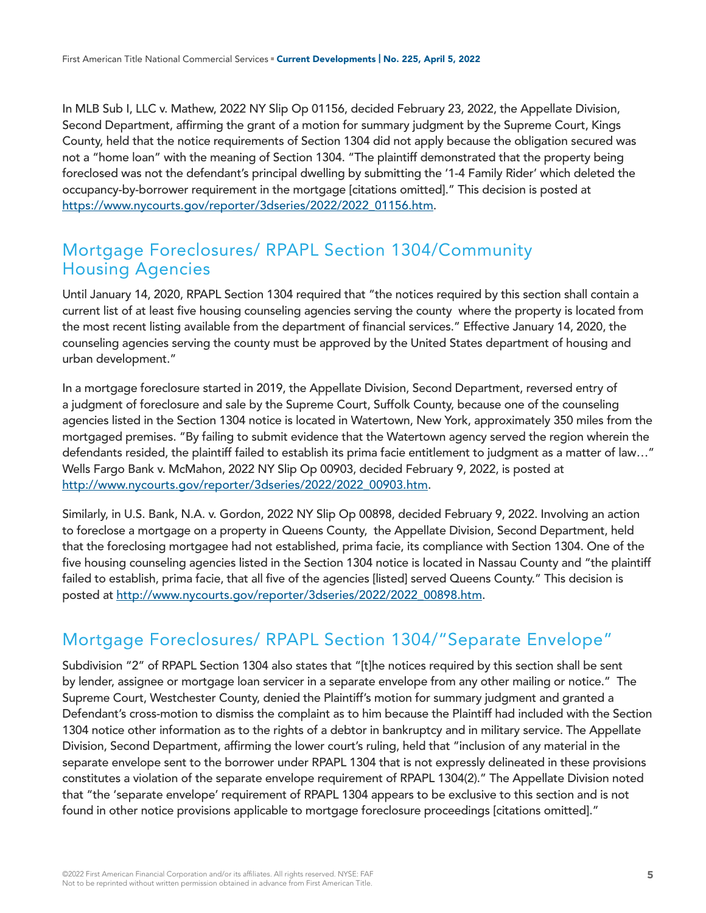In MLB Sub I, LLC v. Mathew, 2022 NY Slip Op 01156, decided February 23, 2022, the Appellate Division, Second Department, affirming the grant of a motion for summary judgment by the Supreme Court, Kings County, held that the notice requirements of Section 1304 did not apply because the obligation secured was not a "home loan" with the meaning of Section 1304. "The plaintiff demonstrated that the property being foreclosed was not the defendant's principal dwelling by submitting the '1-4 Family Rider' which deleted the occupancy-by-borrower requirement in the mortgage [citations omitted]." This decision is posted at https://www.nycourts.gov/reporter/3dseries/2022/2022_01156.htm.

## Mortgage Foreclosures/ RPAPL Section 1304/Community Housing Agencies

Until January 14, 2020, RPAPL Section 1304 required that "the notices required by this section shall contain a current list of at least five housing counseling agencies serving the county where the property is located from the most recent listing available from the department of financial services." Effective January 14, 2020, the counseling agencies serving the county must be approved by the United States department of housing and urban development."

In a mortgage foreclosure started in 2019, the Appellate Division, Second Department, reversed entry of a judgment of foreclosure and sale by the Supreme Court, Suffolk County, because one of the counseling agencies listed in the Section 1304 notice is located in Watertown, New York, approximately 350 miles from the mortgaged premises. "By failing to submit evidence that the Watertown agency served the region wherein the defendants resided, the plaintiff failed to establish its prima facie entitlement to judgment as a matter of law…" Wells Fargo Bank v. McMahon, 2022 NY Slip Op 00903, decided February 9, 2022, is posted at http://www.nycourts.gov/reporter/3dseries/2022/2022_00903.htm.

Similarly, in U.S. Bank, N.A. v. Gordon, 2022 NY Slip Op 00898, decided February 9, 2022. Involving an action to foreclose a mortgage on a property in Queens County, the Appellate Division, Second Department, held that the foreclosing mortgagee had not established, prima facie, its compliance with Section 1304. One of the five housing counseling agencies listed in the Section 1304 notice is located in Nassau County and "the plaintiff failed to establish, prima facie, that all five of the agencies [listed] served Queens County." This decision is posted at http://www.nycourts.gov/reporter/3dseries/2022/2022_00898.htm.

## Mortgage Foreclosures/ RPAPL Section 1304/"Separate Envelope"

Subdivision "2" of RPAPL Section 1304 also states that "[t]he notices required by this section shall be sent by lender, assignee or mortgage loan servicer in a separate envelope from any other mailing or notice." The Supreme Court, Westchester County, denied the Plaintiff's motion for summary judgment and granted a Defendant's cross-motion to dismiss the complaint as to him because the Plaintiff had included with the Section 1304 notice other information as to the rights of a debtor in bankruptcy and in military service. The Appellate Division, Second Department, affirming the lower court's ruling, held that "inclusion of any material in the separate envelope sent to the borrower under RPAPL 1304 that is not expressly delineated in these provisions constitutes a violation of the separate envelope requirement of RPAPL 1304(2)." The Appellate Division noted that "the 'separate envelope' requirement of RPAPL 1304 appears to be exclusive to this section and is not found in other notice provisions applicable to mortgage foreclosure proceedings [citations omitted]."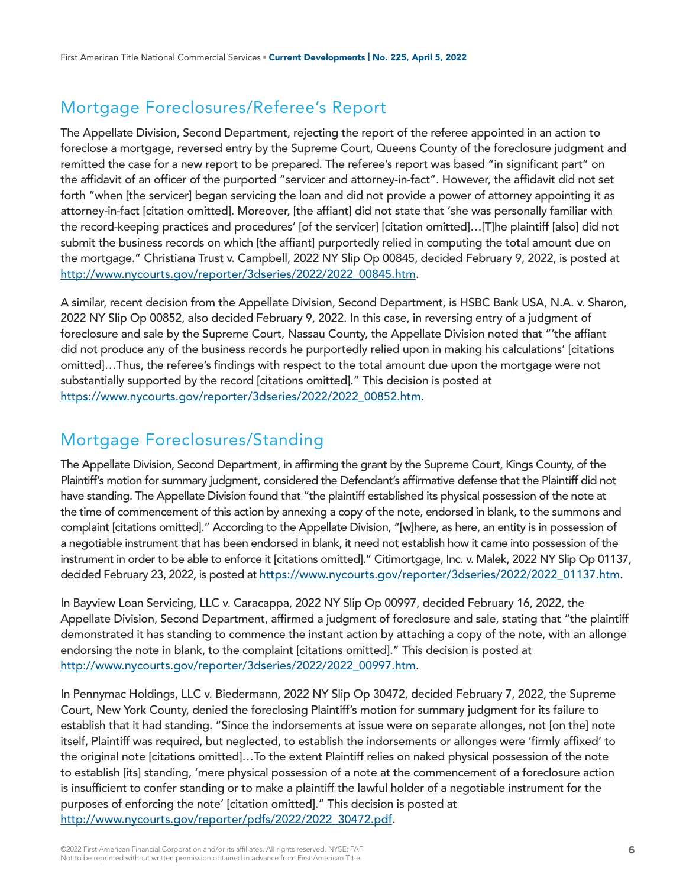## Mortgage Foreclosures/Referee's Report

The Appellate Division, Second Department, rejecting the report of the referee appointed in an action to foreclose a mortgage, reversed entry by the Supreme Court, Queens County of the foreclosure judgment and remitted the case for a new report to be prepared. The referee's report was based "in significant part" on the affidavit of an officer of the purported "servicer and attorney-in-fact". However, the affidavit did not set forth "when [the servicer] began servicing the loan and did not provide a power of attorney appointing it as attorney-in-fact [citation omitted]. Moreover, [the affiant] did not state that 'she was personally familiar with the record-keeping practices and procedures' [of the servicer] [citation omitted]…[T]he plaintiff [also] did not submit the business records on which [the affiant] purportedly relied in computing the total amount due on the mortgage." Christiana Trust v. Campbell, 2022 NY Slip Op 00845, decided February 9, 2022, is posted at http://www.nycourts.gov/reporter/3dseries/2022/2022_00845.htm.

A similar, recent decision from the Appellate Division, Second Department, is HSBC Bank USA, N.A. v. Sharon, 2022 NY Slip Op 00852, also decided February 9, 2022. In this case, in reversing entry of a judgment of foreclosure and sale by the Supreme Court, Nassau County, the Appellate Division noted that "'the affiant did not produce any of the business records he purportedly relied upon in making his calculations' [citations omitted]…Thus, the referee's findings with respect to the total amount due upon the mortgage were not substantially supported by the record [citations omitted]." This decision is posted at https://www.nycourts.gov/reporter/3dseries/2022/2022_00852.htm.

## Mortgage Foreclosures/Standing

The Appellate Division, Second Department, in affirming the grant by the Supreme Court, Kings County, of the Plaintiff's motion for summary judgment, considered the Defendant's affirmative defense that the Plaintiff did not have standing. The Appellate Division found that "the plaintiff established its physical possession of the note at the time of commencement of this action by annexing a copy of the note, endorsed in blank, to the summons and complaint [citations omitted]." According to the Appellate Division, "[w]here, as here, an entity is in possession of a negotiable instrument that has been endorsed in blank, it need not establish how it came into possession of the instrument in order to be able to enforce it [citations omitted]." Citimortgage, Inc. v. Malek, 2022 NY Slip Op 01137, decided February 23, 2022, is posted at https://www.nycourts.gov/reporter/3dseries/2022/2022_01137.htm.

In Bayview Loan Servicing, LLC v. Caracappa, 2022 NY Slip Op 00997, decided February 16, 2022, the Appellate Division, Second Department, affirmed a judgment of foreclosure and sale, stating that "the plaintiff demonstrated it has standing to commence the instant action by attaching a copy of the note, with an allonge endorsing the note in blank, to the complaint [citations omitted]." This decision is posted at http://www.nycourts.gov/reporter/3dseries/2022/2022_00997.htm.

In Pennymac Holdings, LLC v. Biedermann, 2022 NY Slip Op 30472, decided February 7, 2022, the Supreme Court, New York County, denied the foreclosing Plaintiff's motion for summary judgment for its failure to establish that it had standing. "Since the indorsements at issue were on separate allonges, not [on the] note itself, Plaintiff was required, but neglected, to establish the indorsements or allonges were 'firmly affixed' to the original note [citations omitted]…To the extent Plaintiff relies on naked physical possession of the note to establish [its] standing, 'mere physical possession of a note at the commencement of a foreclosure action is insufficient to confer standing or to make a plaintiff the lawful holder of a negotiable instrument for the purposes of enforcing the note' [citation omitted]." This decision is posted at http://www.nycourts.gov/reporter/pdfs/2022/2022_30472.pdf.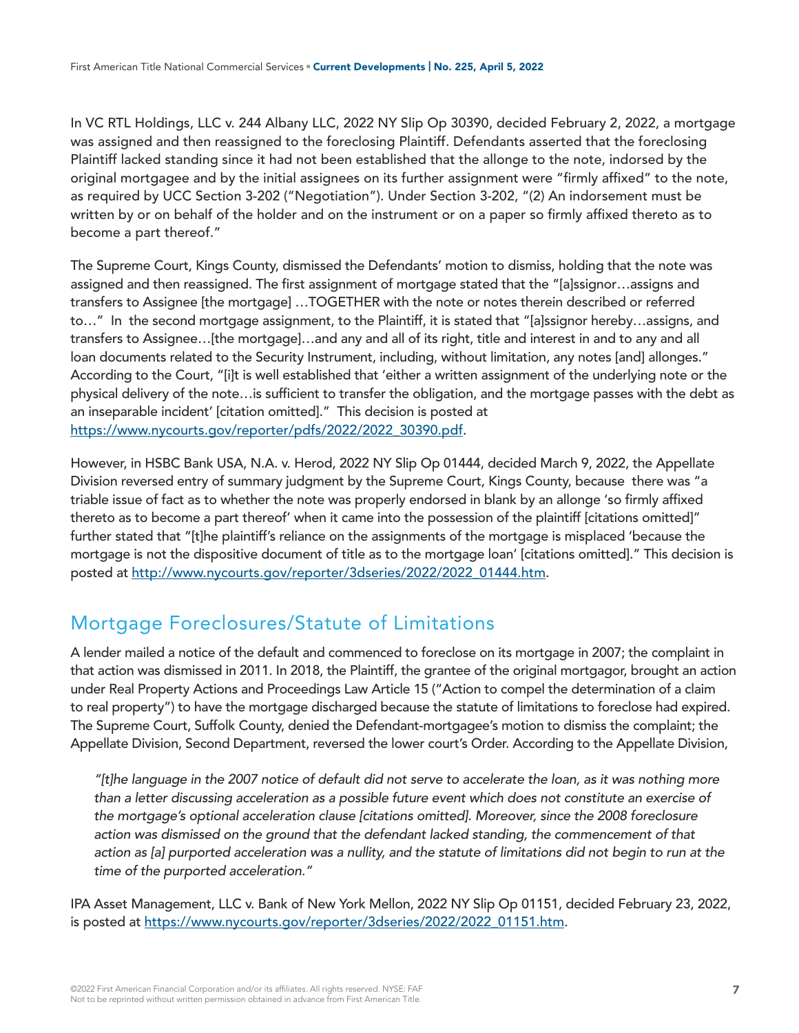In VC RTL Holdings, LLC v. 244 Albany LLC, 2022 NY Slip Op 30390, decided February 2, 2022, a mortgage was assigned and then reassigned to the foreclosing Plaintiff. Defendants asserted that the foreclosing Plaintiff lacked standing since it had not been established that the allonge to the note, indorsed by the original mortgagee and by the initial assignees on its further assignment were "firmly affixed" to the note, as required by UCC Section 3-202 ("Negotiation"). Under Section 3-202, "(2) An indorsement must be written by or on behalf of the holder and on the instrument or on a paper so firmly affixed thereto as to become a part thereof."

The Supreme Court, Kings County, dismissed the Defendants' motion to dismiss, holding that the note was assigned and then reassigned. The first assignment of mortgage stated that the "[a]ssignor…assigns and transfers to Assignee [the mortgage] …TOGETHER with the note or notes therein described or referred to…" In the second mortgage assignment, to the Plaintiff, it is stated that "[a]ssignor hereby…assigns, and transfers to Assignee…[the mortgage]…and any and all of its right, title and interest in and to any and all loan documents related to the Security Instrument, including, without limitation, any notes [and] allonges." According to the Court, "[i]t is well established that 'either a written assignment of the underlying note or the physical delivery of the note…is sufficient to transfer the obligation, and the mortgage passes with the debt as an inseparable incident' [citation omitted]." This decision is posted at [https://www.nycourts.gov/reporter/pdfs/2022/2022_30390.pdf](https://www.nycourts.gov/reporter/pdfs/2022/2022_30390.pdf).

However, in HSBC Bank USA, N.A. v. Herod, 2022 NY Slip Op 01444, decided March 9, 2022, the Appellate Division reversed entry of summary judgment by the Supreme Court, Kings County, because there was "a triable issue of fact as to whether the note was properly endorsed in blank by an allonge 'so firmly affixed thereto as to become a part thereof' when it came into the possession of the plaintiff [citations omitted]" further stated that "[t]he plaintiff's reliance on the assignments of the mortgage is misplaced 'because the mortgage is not the dispositive document of title as to the mortgage loan' [citations omitted]." This decision is posted at [http://www.nycourts.gov/reporter/3dseries/2022/2022_01444.htm](http://www.nycourts.gov/reporter/3dseries/2022/2022_01444.htm).

## Mortgage Foreclosures/Statute of Limitations

A lender mailed a notice of the default and commenced to foreclose on its mortgage in 2007; the complaint in that action was dismissed in 2011. In 2018, the Plaintiff, the grantee of the original mortgagor, brought an action under Real Property Actions and Proceedings Law Article 15 ("Action to compel the determination of a claim to real property") to have the mortgage discharged because the statute of limitations to foreclose had expired. The Supreme Court, Suffolk County, denied the Defendant-mortgagee's motion to dismiss the complaint; the Appellate Division, Second Department, reversed the lower court's Order. According to the Appellate Division,

> *"[t]he language in the 2007 notice of default did not serve to accelerate the loan, as it was nothing more than a letter discussing acceleration as a possible future event which does not constitute an exercise of the mortgage's optional acceleration clause [citations omitted]. Moreover, since the 2008 foreclosure action was dismissed on the ground that the defendant lacked standing, the commencement of that action as [a] purported acceleration was a nullity, and the statute of limitations did not begin to run at the time of the purported acceleration."*

IPA Asset Management, LLC v. Bank of New York Mellon, 2022 NY Slip Op 01151, decided February 23, 2022, is posted at [https://www.nycourts.gov/reporter/3dseries/2022/2022_01151.htm](https://www.nycourts.gov/reporter/3dseries/2022/2022_01151.htm).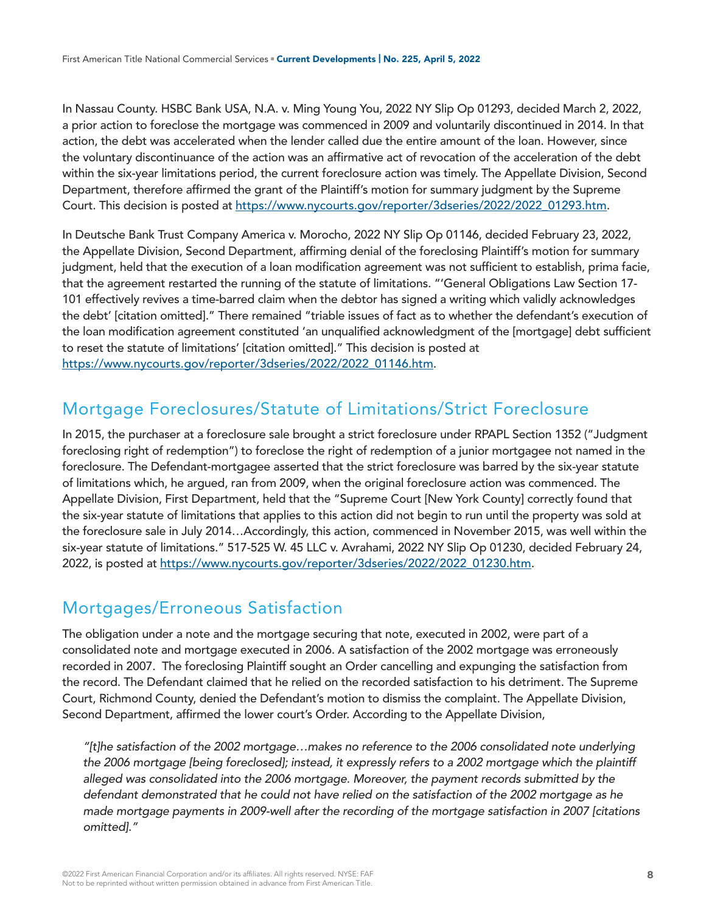In Nassau County. HSBC Bank USA, N.A. v. Ming Young You, 2022 NY Slip Op 01293, decided March 2, 2022, a prior action to foreclose the mortgage was commenced in 2009 and voluntarily discontinued in 2014. In that action, the debt was accelerated when the lender called due the entire amount of the loan. However, since the voluntary discontinuance of the action was an affirmative act of revocation of the acceleration of the debt within the six-year limitations period, the current foreclosure action was timely. The Appellate Division, Second Department, therefore affirmed the grant of the Plaintiff's motion for summary judgment by the Supreme Court. This decision is posted at https://www.nycourts.gov/reporter/3dseries/2022/2022_01293.htm.

In Deutsche Bank Trust Company America v. Morocho, 2022 NY Slip Op 01146, decided February 23, 2022, the Appellate Division, Second Department, affirming denial of the foreclosing Plaintiff's motion for summary judgment, held that the execution of a loan modification agreement was not sufficient to establish, prima facie, that the agreement restarted the running of the statute of limitations. "'General Obligations Law Section 17-101 effectively revives a time-barred claim when the debtor has signed a writing which validly acknowledges the debt' [citation omitted]." There remained "triable issues of fact as to whether the defendant's execution of the loan modification agreement constituted 'an unqualified acknowledgment of the [mortgage] debt sufficient to reset the statute of limitations' [citation omitted]." This decision is posted at https://www.nycourts.gov/reporter/3dseries/2022/2022_01146.htm.

## Mortgage Foreclosures/Statute of Limitations/Strict Foreclosure

In 2015, the purchaser at a foreclosure sale brought a strict foreclosure under RPAPL Section 1352 ("Judgment foreclosing right of redemption") to foreclose the right of redemption of a junior mortgagee not named in the foreclosure. The Defendant-mortgagee asserted that the strict foreclosure was barred by the six-year statute of limitations which, he argued, ran from 2009, when the original foreclosure action was commenced. The Appellate Division, First Department, held that the "Supreme Court [New York County] correctly found that the six-year statute of limitations that applies to this action did not begin to run until the property was sold at the foreclosure sale in July 2014…Accordingly, this action, commenced in November 2015, was well within the six-year statute of limitations." 517-525 W. 45 LLC v. Avrahami, 2022 NY Slip Op 01230, decided February 24, 2022, is posted at https://www.nycourts.gov/reporter/3dseries/2022/2022_01230.htm.

## Mortgages/Erroneous Satisfaction

The obligation under a note and the mortgage securing that note, executed in 2002, were part of a consolidated note and mortgage executed in 2006. A satisfaction of the 2002 mortgage was erroneously recorded in 2007. The foreclosing Plaintiff sought an Order cancelling and expunging the satisfaction from the record. The Defendant claimed that he relied on the recorded satisfaction to his detriment. The Supreme Court, Richmond County, denied the Defendant's motion to dismiss the complaint. The Appellate Division, Second Department, affirmed the lower court's Order. According to the Appellate Division,

> *"[t]he satisfaction of the 2002 mortgage…makes no reference to the 2006 consolidated note underlying the 2006 mortgage [being foreclosed]; instead, it expressly refers to a 2002 mortgage which the plaintiff alleged was consolidated into the 2006 mortgage. Moreover, the payment records submitted by the defendant demonstrated that he could not have relied on the satisfaction of the 2002 mortgage as he made mortgage payments in 2009-well after the recording of the mortgage satisfaction in 2007 [citations omitted]."*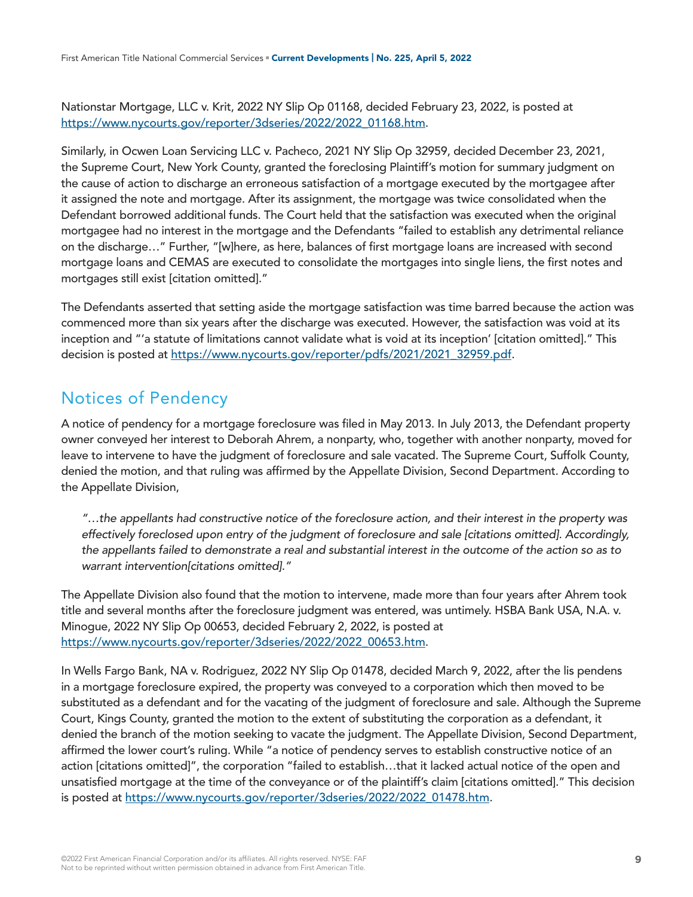Nationstar Mortgage, LLC v. Krit, 2022 NY Slip Op 01168, decided February 23, 2022, is posted at https://www.nycourts.gov/reporter/3dseries/2022/2022_01168.htm.

Similarly, in Ocwen Loan Servicing LLC v. Pacheco, 2021 NY Slip Op 32959, decided December 23, 2021, the Supreme Court, New York County, granted the foreclosing Plaintiff's motion for summary judgment on the cause of action to discharge an erroneous satisfaction of a mortgage executed by the mortgagee after it assigned the note and mortgage. After its assignment, the mortgage was twice consolidated when the Defendant borrowed additional funds. The Court held that the satisfaction was executed when the original mortgagee had no interest in the mortgage and the Defendants "failed to establish any detrimental reliance on the discharge…" Further, "[w]here, as here, balances of first mortgage loans are increased with second mortgage loans and CEMAS are executed to consolidate the mortgages into single liens, the first notes and mortgages still exist [citation omitted]."

The Defendants asserted that setting aside the mortgage satisfaction was time barred because the action was commenced more than six years after the discharge was executed. However, the satisfaction was void at its inception and "'a statute of limitations cannot validate what is void at its inception' [citation omitted]." This decision is posted at https://www.nycourts.gov/reporter/pdfs/2021/2021_32959.pdf.

## Notices of Pendency

A notice of pendency for a mortgage foreclosure was filed in May 2013. In July 2013, the Defendant property owner conveyed her interest to Deborah Ahrem, a nonparty, who, together with another nonparty, moved for leave to intervene to have the judgment of foreclosure and sale vacated. The Supreme Court, Suffolk County, denied the motion, and that ruling was affirmed by the Appellate Division, Second Department. According to the Appellate Division,

> *"…the appellants had constructive notice of the foreclosure action, and their interest in the property was effectively foreclosed upon entry of the judgment of foreclosure and sale [citations omitted]. Accordingly, the appellants failed to demonstrate a real and substantial interest in the outcome of the action so as to warrant intervention[citations omitted]."*

The Appellate Division also found that the motion to intervene, made more than four years after Ahrem took title and several months after the foreclosure judgment was entered, was untimely. HSBA Bank USA, N.A. v. Minogue, 2022 NY Slip Op 00653, decided February 2, 2022, is posted at https://www.nycourts.gov/reporter/3dseries/2022/2022_00653.htm.

In Wells Fargo Bank, NA v. Rodriguez, 2022 NY Slip Op 01478, decided March 9, 2022, after the lis pendens in a mortgage foreclosure expired, the property was conveyed to a corporation which then moved to be substituted as a defendant and for the vacating of the judgment of foreclosure and sale. Although the Supreme Court, Kings County, granted the motion to the extent of substituting the corporation as a defendant, it denied the branch of the motion seeking to vacate the judgment. The Appellate Division, Second Department, affirmed the lower court's ruling. While "a notice of pendency serves to establish constructive notice of an action [citations omitted]", the corporation "failed to establish…that it lacked actual notice of the open and unsatisfied mortgage at the time of the conveyance or of the plaintiff's claim [citations omitted]." This decision is posted at https://www.nycourts.gov/reporter/3dseries/2022/2022_01478.htm.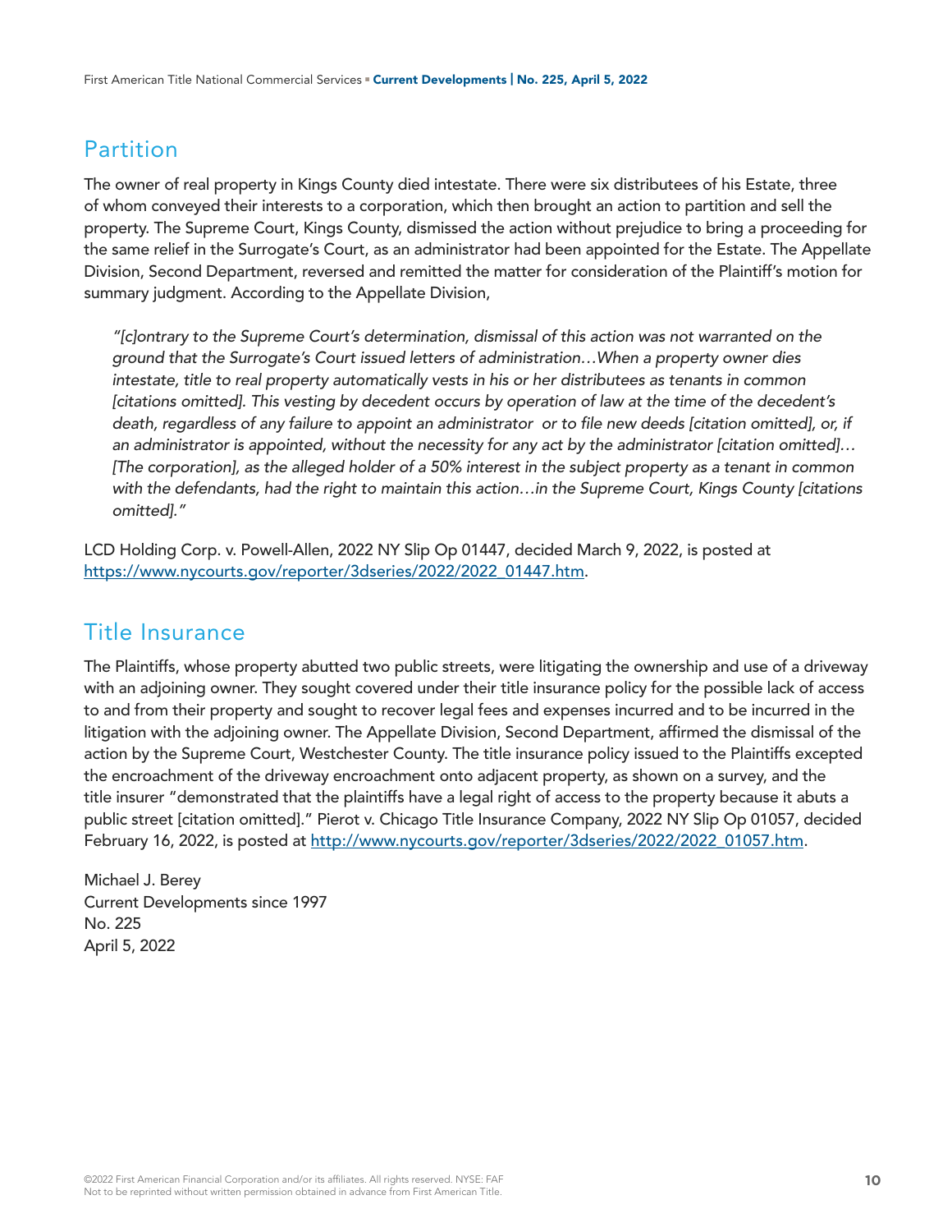## Partition

The owner of real property in Kings County died intestate. There were six distributees of his Estate, three of whom conveyed their interests to a corporation, which then brought an action to partition and sell the property. The Supreme Court, Kings County, dismissed the action without prejudice to bring a proceeding for the same relief in the Surrogate's Court, as an administrator had been appointed for the Estate. The Appellate Division, Second Department, reversed and remitted the matter for consideration of the Plaintiff's motion for summary judgment. According to the Appellate Division,

> *"[c]ontrary to the Supreme Court's determination, dismissal of this action was not warranted on the ground that the Surrogate's Court issued letters of administration…When a property owner dies intestate, title to real property automatically vests in his or her distributees as tenants in common [citations omitted]. This vesting by decedent occurs by operation of law at the time of the decedent's death, regardless of any failure to appoint an administrator or to file new deeds [citation omitted], or, if an administrator is appointed, without the necessity for any act by the administrator [citation omitted]…[The corporation], as the alleged holder of a 50% interest in the subject property as a tenant in common with the defendants, had the right to maintain this action…in the Supreme Court, Kings County [citations omitted]."*

LCD Holding Corp. v. Powell-Allen, 2022 NY Slip Op 01447, decided March 9, 2022, is posted at https://www.nycourts.gov/reporter/3dseries/2022/2022_01447.htm.

## Title Insurance

The Plaintiffs, whose property abutted two public streets, were litigating the ownership and use of a driveway with an adjoining owner. They sought covered under their title insurance policy for the possible lack of access to and from their property and sought to recover legal fees and expenses incurred and to be incurred in the litigation with the adjoining owner. The Appellate Division, Second Department, affirmed the dismissal of the action by the Supreme Court, Westchester County. The title insurance policy issued to the Plaintiffs excepted the encroachment of the driveway encroachment onto adjacent property, as shown on a survey, and the title insurer "demonstrated that the plaintiffs have a legal right of access to the property because it abuts a public street [citation omitted]." Pierot v. Chicago Title Insurance Company, 2022 NY Slip Op 01057, decided February 16, 2022, is posted at http://www.nycourts.gov/reporter/3dseries/2022/2022_01057.htm.

Michael J. Berey
Current Developments since 1997
No. 225
April 5, 2022

©2022 First American Financial Corporation and/or its affiliates. All rights reserved. NYSE: FAF
Not to be reprinted without written permission obtained in advance from First American Title.